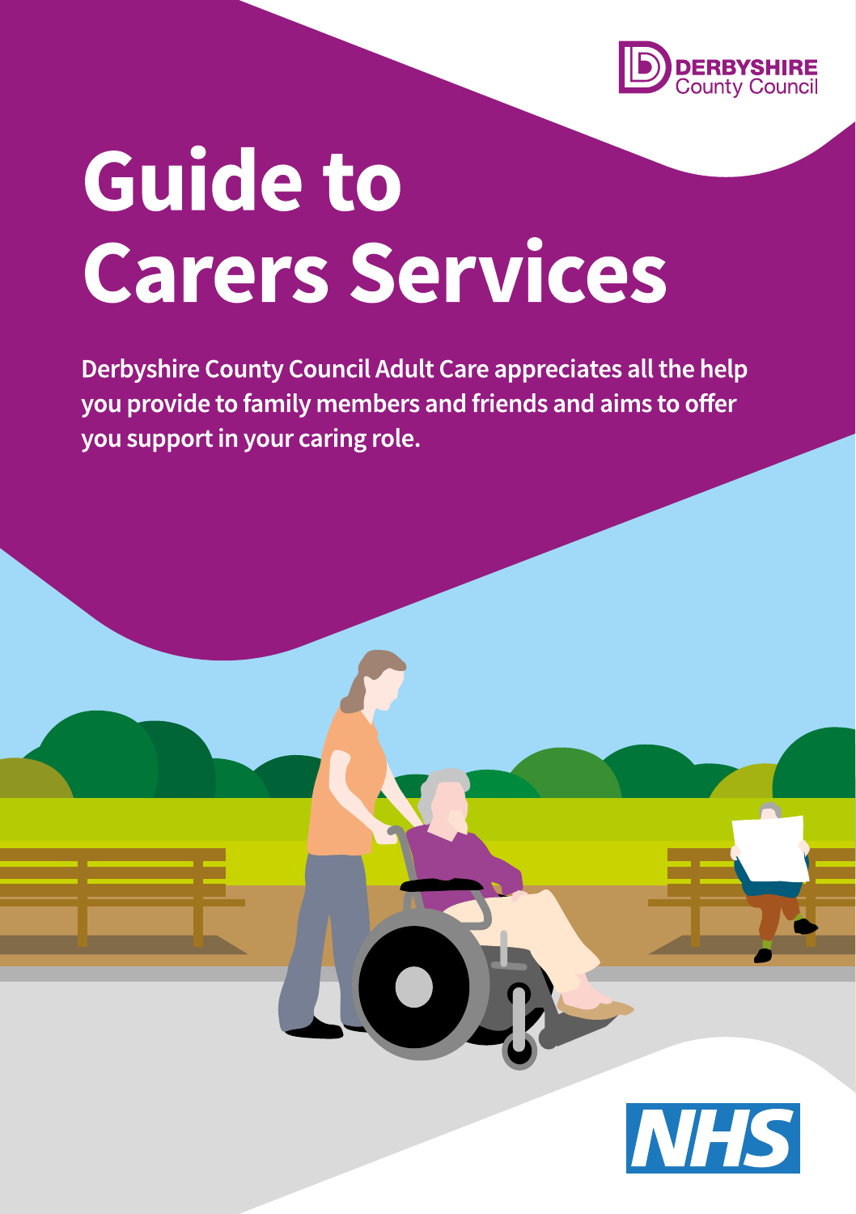DERBYSHIRE County Council

# Guide to Carers Services

**Derbyshire County Council Adult Care appreciates all the help you provide to family members and friends and aims to offer you support in your caring role.**

NHS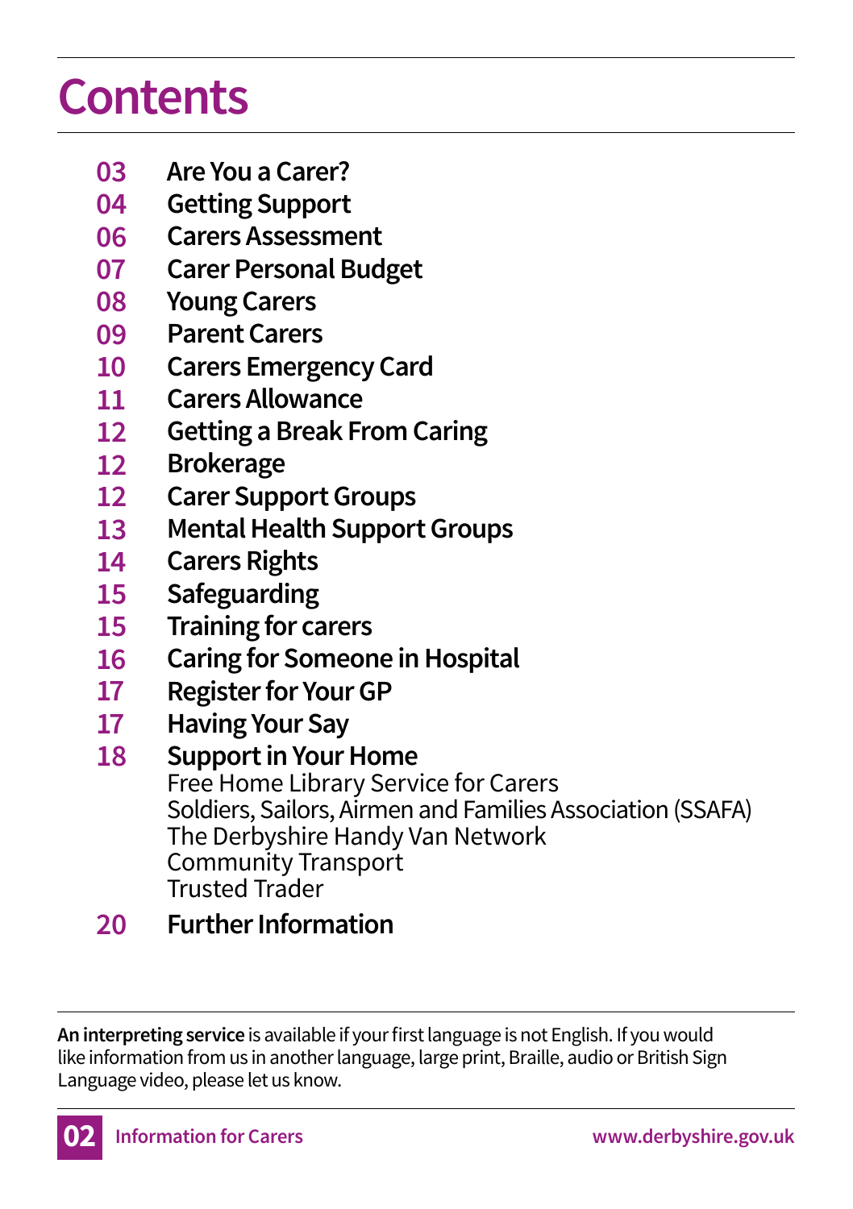# Contents

- 03 **Are You a Carer?**
- 04 **Getting Support**
- 06 **Carers Assessment**
- 07 **Carer Personal Budget**
- 08 **Young Carers**
- 09 **Parent Carers**
- 10 **Carers Emergency Card**
- 11 **Carers Allowance**
- 12 **Getting a Break From Caring**
- 12 **Brokerage**
- 12 **Carer Support Groups**
- 13 **Mental Health Support Groups**
- 14 **Carers Rights**
- 15 **Safeguarding**
- 15 **Training for carers**
- 16 **Caring for Someone in Hospital**
- 17 **Register for Your GP**
- 17 **Having Your Say**
- 18 **Support in Your Home**
  - Free Home Library Service for Carers
  - Soldiers, Sailors, Airmen and Families Association (SSAFA)
  - The Derbyshire Handy Van Network
  - Community Transport
  - Trusted Trader
- 20 **Further Information**

**An interpreting service** is available if your first language is not English. If you would like information from us in another language, large print, Braille, audio or British Sign Language video, please let us know.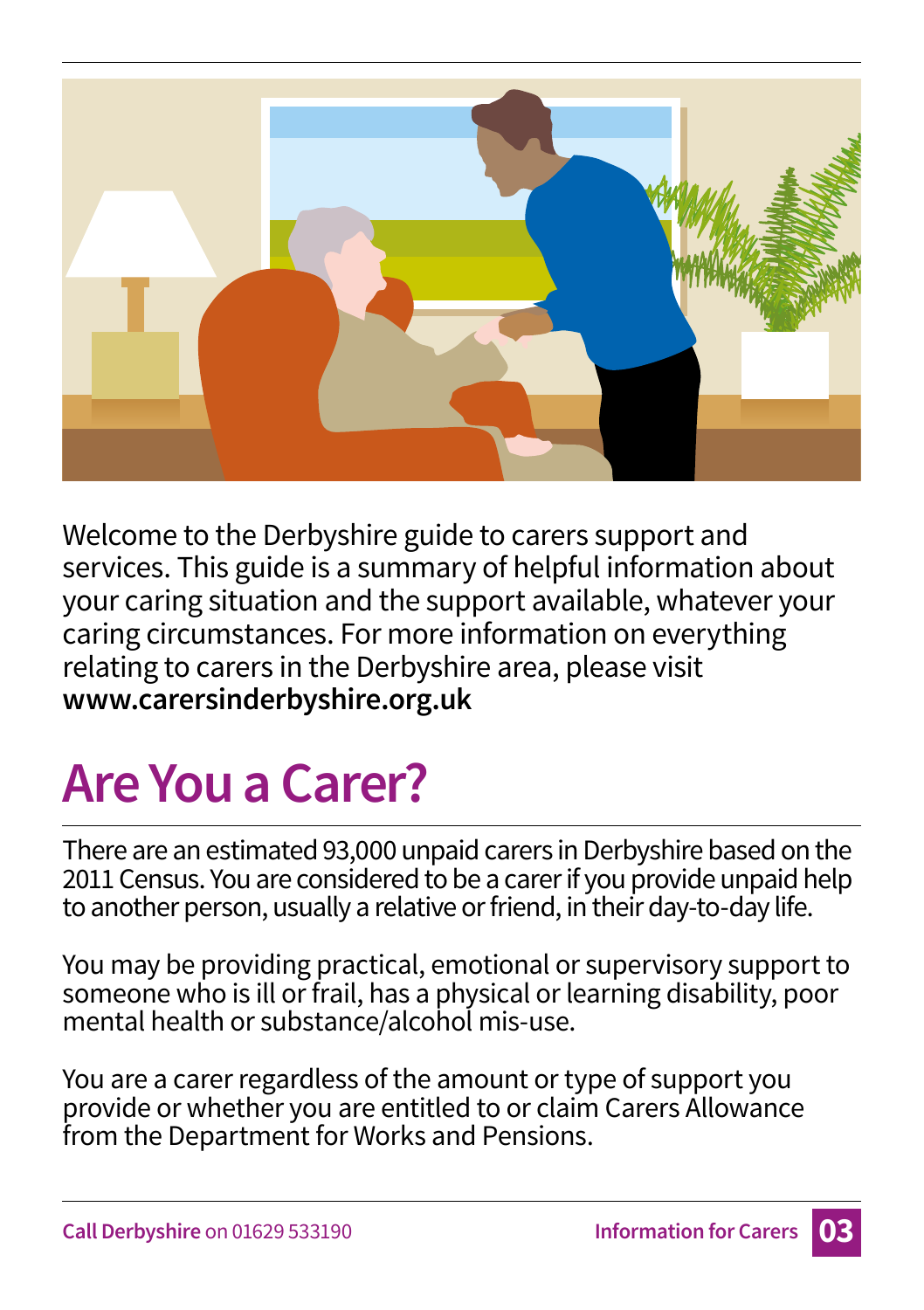Welcome to the Derbyshire guide to carers support and services. This guide is a summary of helpful information about your caring situation and the support available, whatever your caring circumstances. For more information on everything relating to carers in the Derbyshire area, please visit **www.carersinderbyshire.org.uk**

# Are You a Carer?

There are an estimated 93,000 unpaid carers in Derbyshire based on the 2011 Census. You are considered to be a carer if you provide unpaid help to another person, usually a relative or friend, in their day-to-day life.

You may be providing practical, emotional or supervisory support to someone who is ill or frail, has a physical or learning disability, poor mental health or substance/alcohol mis-use.

You are a carer regardless of the amount or type of support you provide or whether you are entitled to or claim Carers Allowance from the Department for Works and Pensions.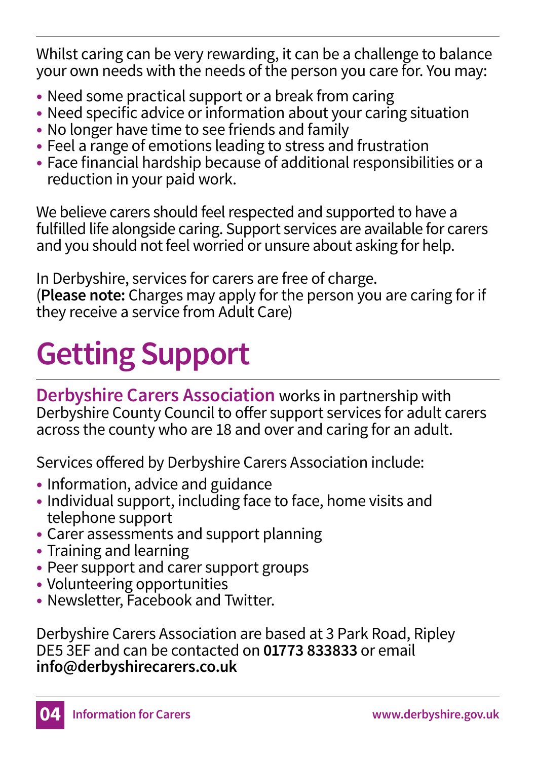Whilst caring can be very rewarding, it can be a challenge to balance your own needs with the needs of the person you care for. You may:

- Need some practical support or a break from caring
- Need specific advice or information about your caring situation
- No longer have time to see friends and family
- Feel a range of emotions leading to stress and frustration
- Face financial hardship because of additional responsibilities or a reduction in your paid work.

We believe carers should feel respected and supported to have a fulfilled life alongside caring. Support services are available for carers and you should not feel worried or unsure about asking for help.

In Derbyshire, services for carers are free of charge.
(**Please note:** Charges may apply for the person you are caring for if they receive a service from Adult Care)

# Getting Support

**Derbyshire Carers Association** works in partnership with Derbyshire County Council to offer support services for adult carers across the county who are 18 and over and caring for an adult.

Services offered by Derbyshire Carers Association include:

- Information, advice and guidance
- Individual support, including face to face, home visits and telephone support
- Carer assessments and support planning
- Training and learning
- Peer support and carer support groups
- Volunteering opportunities
- Newsletter, Facebook and Twitter.

Derbyshire Carers Association are based at 3 Park Road, Ripley DE5 3EF and can be contacted on **01773 833833** or email **info@derbyshirecarers.co.uk**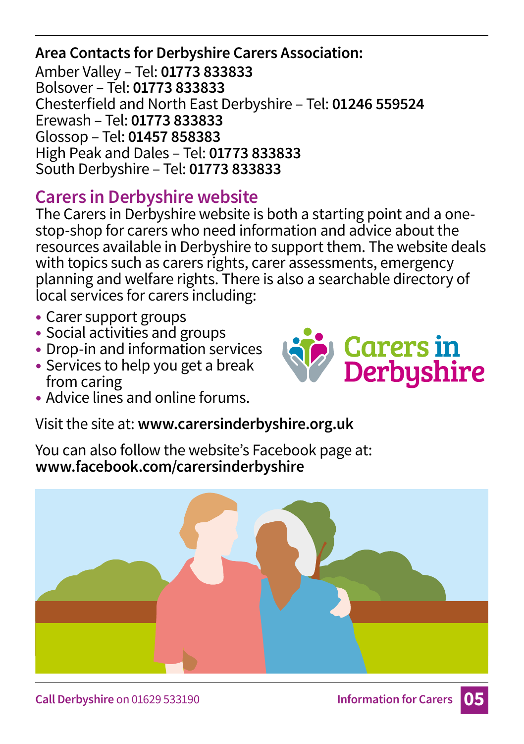**Area Contacts for Derbyshire Carers Association:**

Amber Valley – Tel: **01773 833833**
Bolsover – Tel: **01773 833833**
Chesterfield and North East Derbyshire – Tel: **01246 559524**
Erewash – Tel: **01773 833833**
Glossop – Tel: **01457 858383**
High Peak and Dales – Tel: **01773 833833**
South Derbyshire – Tel: **01773 833833**

## Carers in Derbyshire website

The Carers in Derbyshire website is both a starting point and a one-stop-shop for carers who need information and advice about the resources available in Derbyshire to support them. The website deals with topics such as carers rights, carer assessments, emergency planning and welfare rights. There is also a searchable directory of local services for carers including:

- Carer support groups
- Social activities and groups
- Drop-in and information services
- Services to help you get a break from caring
- Advice lines and online forums.

Visit the site at: **www.carersinderbyshire.org.uk**

You can also follow the website's Facebook page at:
**www.facebook.com/carersinderbyshire**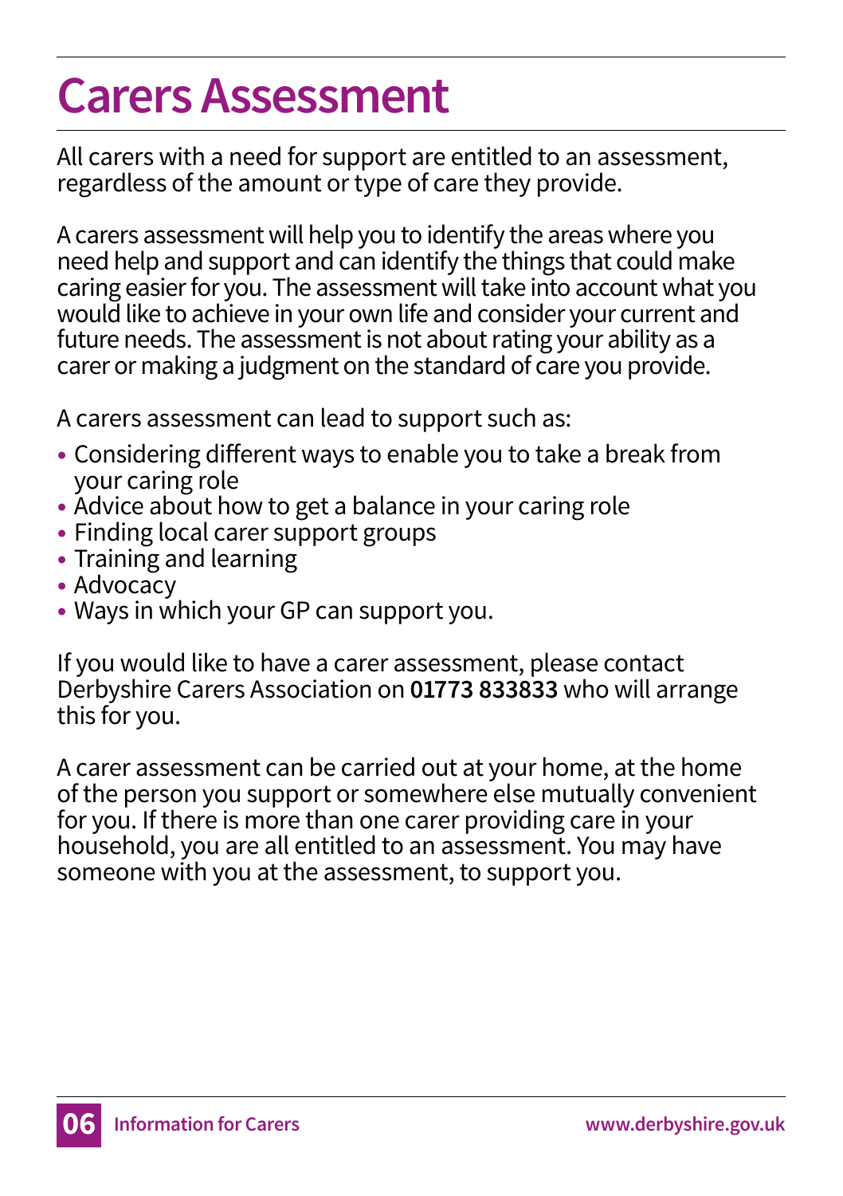# Carers Assessment

All carers with a need for support are entitled to an assessment, regardless of the amount or type of care they provide.

A carers assessment will help you to identify the areas where you need help and support and can identify the things that could make caring easier for you. The assessment will take into account what you would like to achieve in your own life and consider your current and future needs. The assessment is not about rating your ability as a carer or making a judgment on the standard of care you provide.

A carers assessment can lead to support such as:

- Considering different ways to enable you to take a break from your caring role
- Advice about how to get a balance in your caring role
- Finding local carer support groups
- Training and learning
- Advocacy
- Ways in which your GP can support you.

If you would like to have a carer assessment, please contact Derbyshire Carers Association on **01773 833833** who will arrange this for you.

A carer assessment can be carried out at your home, at the home of the person you support or somewhere else mutually convenient for you. If there is more than one carer providing care in your household, you are all entitled to an assessment. You may have someone with you at the assessment, to support you.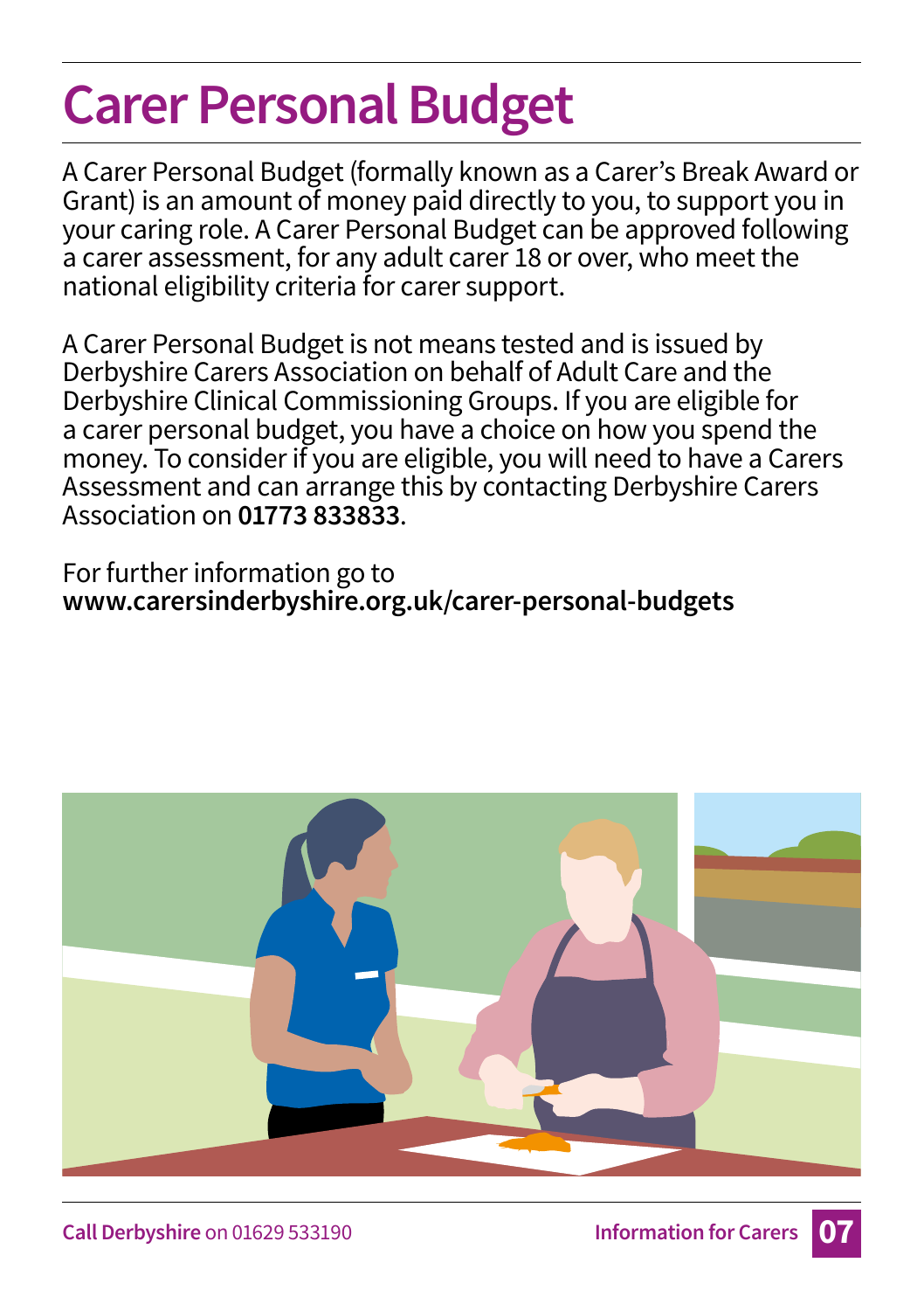# Carer Personal Budget

A Carer Personal Budget (formally known as a Carer's Break Award or Grant) is an amount of money paid directly to you, to support you in your caring role. A Carer Personal Budget can be approved following a carer assessment, for any adult carer 18 or over, who meet the national eligibility criteria for carer support.

A Carer Personal Budget is not means tested and is issued by Derbyshire Carers Association on behalf of Adult Care and the Derbyshire Clinical Commissioning Groups. If you are eligible for a carer personal budget, you have a choice on how you spend the money. To consider if you are eligible, you will need to have a Carers Assessment and can arrange this by contacting Derbyshire Carers Association on **01773 833833**.

For further information go to
**www.carersinderbyshire.org.uk/carer-personal-budgets**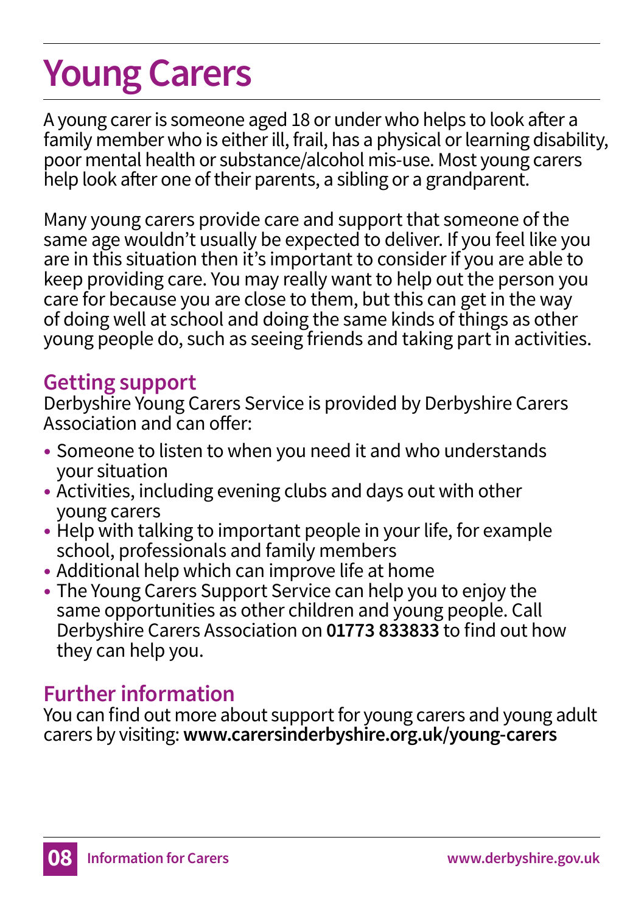# Young Carers

A young carer is someone aged 18 or under who helps to look after a family member who is either ill, frail, has a physical or learning disability, poor mental health or substance/alcohol mis-use. Most young carers help look after one of their parents, a sibling or a grandparent.

Many young carers provide care and support that someone of the same age wouldn't usually be expected to deliver. If you feel like you are in this situation then it's important to consider if you are able to keep providing care. You may really want to help out the person you care for because you are close to them, but this can get in the way of doing well at school and doing the same kinds of things as other young people do, such as seeing friends and taking part in activities.

## Getting support

Derbyshire Young Carers Service is provided by Derbyshire Carers Association and can offer:

- Someone to listen to when you need it and who understands your situation
- Activities, including evening clubs and days out with other young carers
- Help with talking to important people in your life, for example school, professionals and family members
- Additional help which can improve life at home
- The Young Carers Support Service can help you to enjoy the same opportunities as other children and young people. Call Derbyshire Carers Association on **01773 833833** to find out how they can help you.

## Further information

You can find out more about support for young carers and young adult carers by visiting: **www.carersinderbyshire.org.uk/young-carers**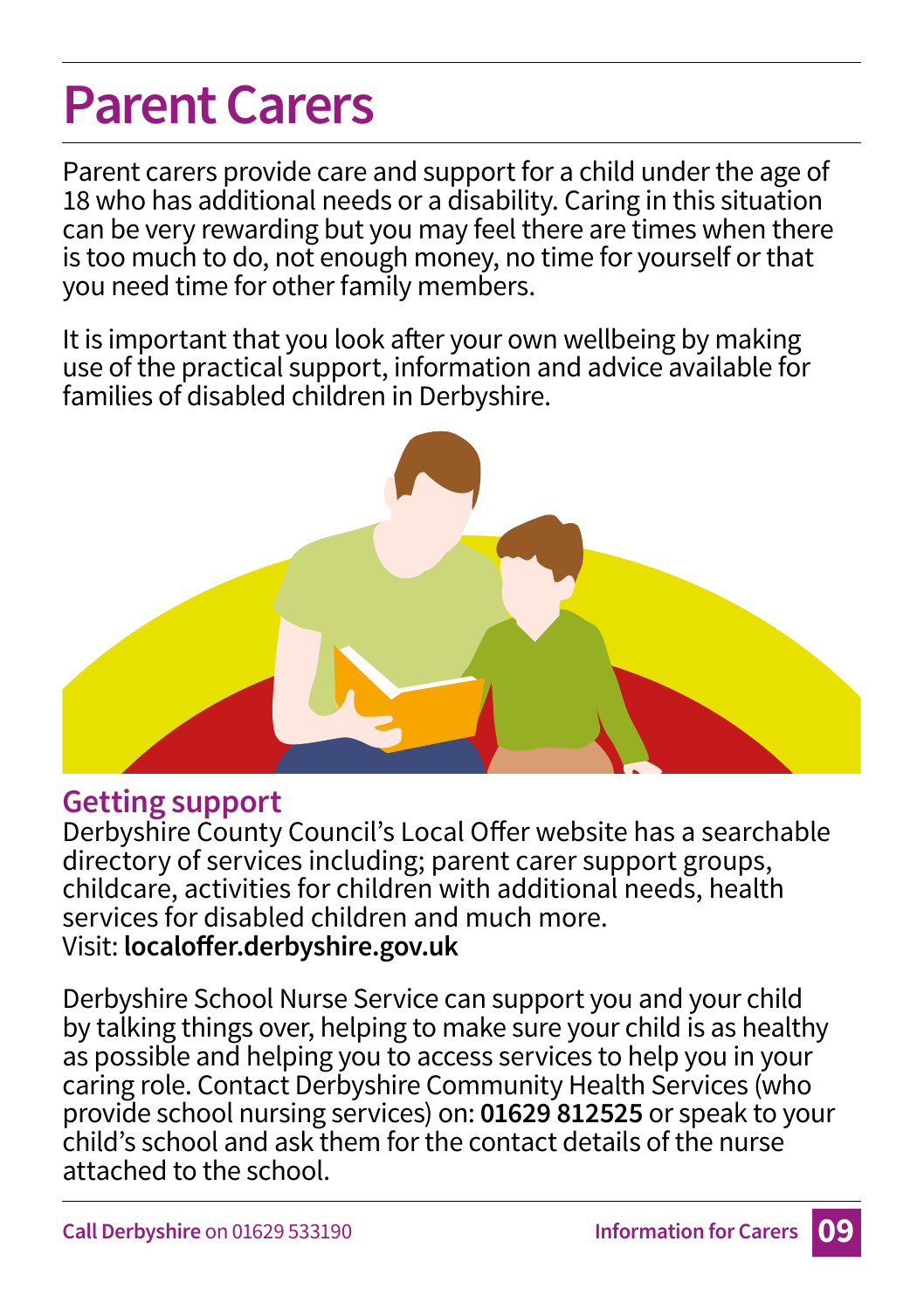# Parent Carers

Parent carers provide care and support for a child under the age of 18 who has additional needs or a disability. Caring in this situation can be very rewarding but you may feel there are times when there is too much to do, not enough money, no time for yourself or that you need time for other family members.

It is important that you look after your own wellbeing by making use of the practical support, information and advice available for families of disabled children in Derbyshire.

## Getting support

Derbyshire County Council's Local Offer website has a searchable directory of services including; parent carer support groups, childcare, activities for children with additional needs, health services for disabled children and much more.
Visit: **localoffer.derbyshire.gov.uk**

Derbyshire School Nurse Service can support you and your child by talking things over, helping to make sure your child is as healthy as possible and helping you to access services to help you in your caring role. Contact Derbyshire Community Health Services (who provide school nursing services) on: **01629 812525** or speak to your child's school and ask them for the contact details of the nurse attached to the school.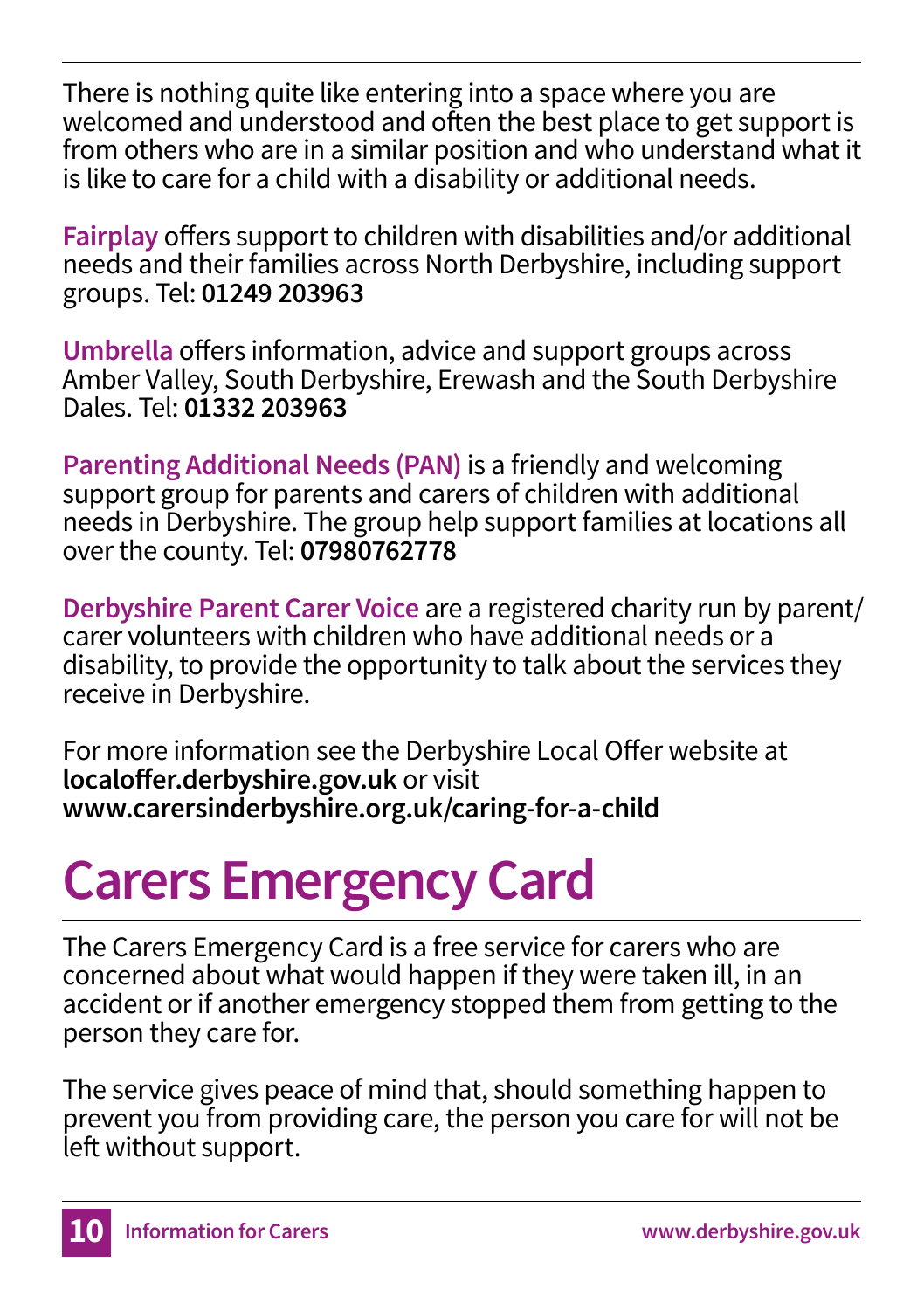There is nothing quite like entering into a space where you are welcomed and understood and often the best place to get support is from others who are in a similar position and who understand what it is like to care for a child with a disability or additional needs.

**Fairplay** offers support to children with disabilities and/or additional needs and their families across North Derbyshire, including support groups. Tel: **01249 203963**

**Umbrella** offers information, advice and support groups across Amber Valley, South Derbyshire, Erewash and the South Derbyshire Dales. Tel: **01332 203963**

**Parenting Additional Needs (PAN)** is a friendly and welcoming support group for parents and carers of children with additional needs in Derbyshire. The group help support families at locations all over the county. Tel: **07980762778**

**Derbyshire Parent Carer Voice** are a registered charity run by parent/carer volunteers with children who have additional needs or a disability, to provide the opportunity to talk about the services they receive in Derbyshire.

For more information see the Derbyshire Local Offer website at **localoffer.derbyshire.gov.uk** or visit **www.carersinderbyshire.org.uk/caring-for-a-child**

# Carers Emergency Card

The Carers Emergency Card is a free service for carers who are concerned about what would happen if they were taken ill, in an accident or if another emergency stopped them from getting to the person they care for.

The service gives peace of mind that, should something happen to prevent you from providing care, the person you care for will not be left without support.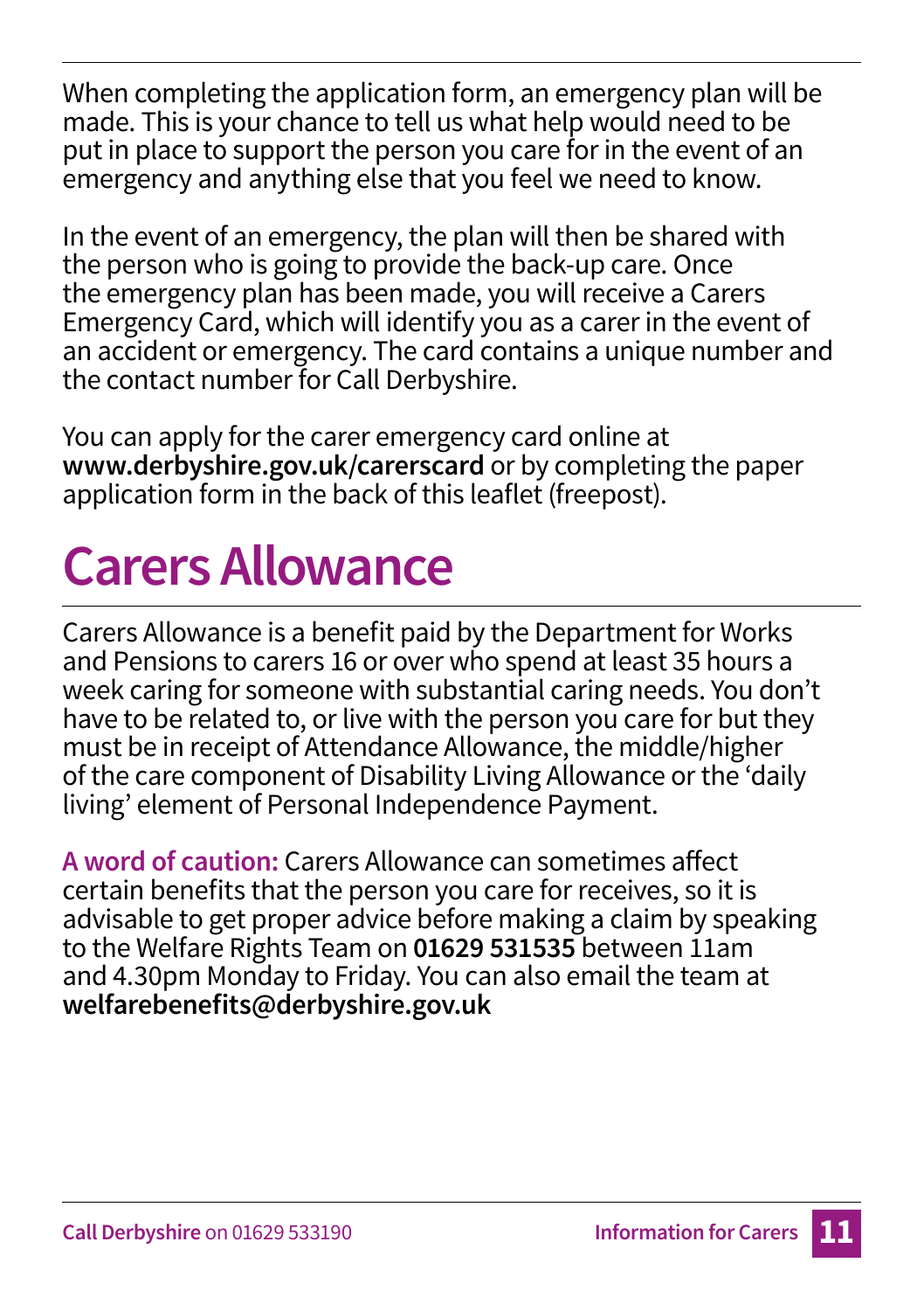When completing the application form, an emergency plan will be made. This is your chance to tell us what help would need to be put in place to support the person you care for in the event of an emergency and anything else that you feel we need to know.

In the event of an emergency, the plan will then be shared with the person who is going to provide the back-up care. Once the emergency plan has been made, you will receive a Carers Emergency Card, which will identify you as a carer in the event of an accident or emergency. The card contains a unique number and the contact number for Call Derbyshire.

You can apply for the carer emergency card online at **www.derbyshire.gov.uk/carerscard** or by completing the paper application form in the back of this leaflet (freepost).

# Carers Allowance

Carers Allowance is a benefit paid by the Department for Works and Pensions to carers 16 or over who spend at least 35 hours a week caring for someone with substantial caring needs. You don't have to be related to, or live with the person you care for but they must be in receipt of Attendance Allowance, the middle/higher of the care component of Disability Living Allowance or the 'daily living' element of Personal Independence Payment.

**A word of caution:** Carers Allowance can sometimes affect certain benefits that the person you care for receives, so it is advisable to get proper advice before making a claim by speaking to the Welfare Rights Team on **01629 531535** between 11am and 4.30pm Monday to Friday. You can also email the team at **welfarebenefits@derbyshire.gov.uk**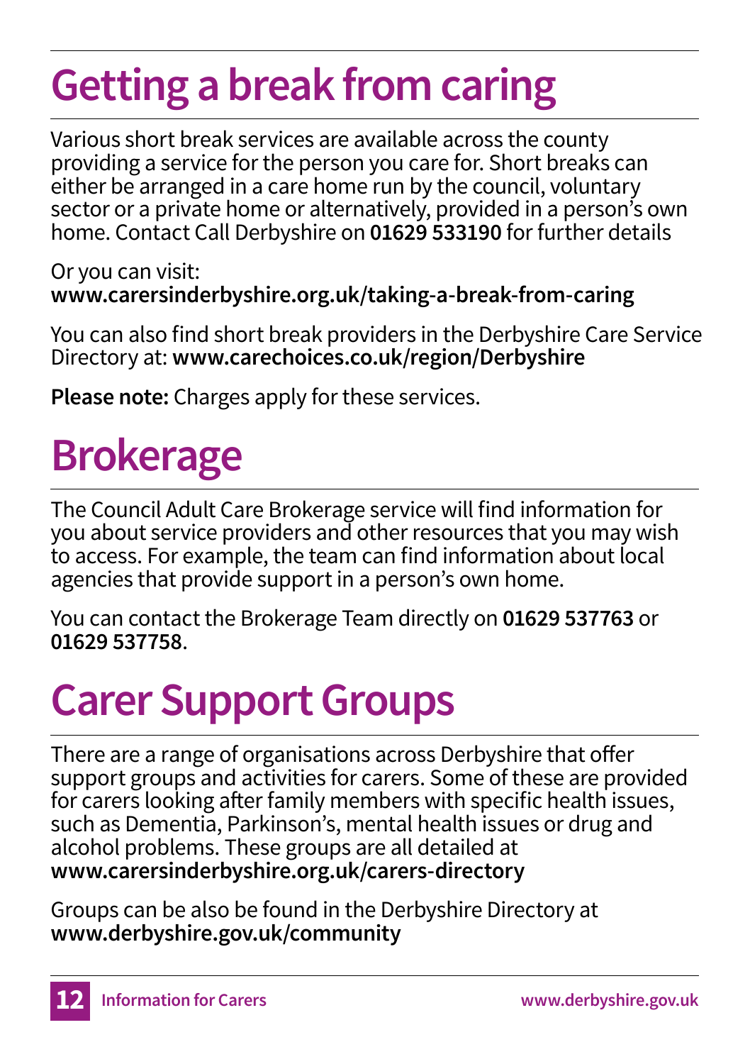# Getting a break from caring

Various short break services are available across the county providing a service for the person you care for. Short breaks can either be arranged in a care home run by the council, voluntary sector or a private home or alternatively, provided in a person's own home. Contact Call Derbyshire on **01629 533190** for further details

Or you can visit:
**www.carersinderbyshire.org.uk/taking-a-break-from-caring**

You can also find short break providers in the Derbyshire Care Service Directory at: **www.carechoices.co.uk/region/Derbyshire**

**Please note:** Charges apply for these services.

# Brokerage

The Council Adult Care Brokerage service will find information for you about service providers and other resources that you may wish to access. For example, the team can find information about local agencies that provide support in a person's own home.

You can contact the Brokerage Team directly on **01629 537763** or **01629 537758**.

# Carer Support Groups

There are a range of organisations across Derbyshire that offer support groups and activities for carers. Some of these are provided for carers looking after family members with specific health issues, such as Dementia, Parkinson's, mental health issues or drug and alcohol problems. These groups are all detailed at **www.carersinderbyshire.org.uk/carers-directory**

Groups can be also be found in the Derbyshire Directory at **www.derbyshire.gov.uk/community**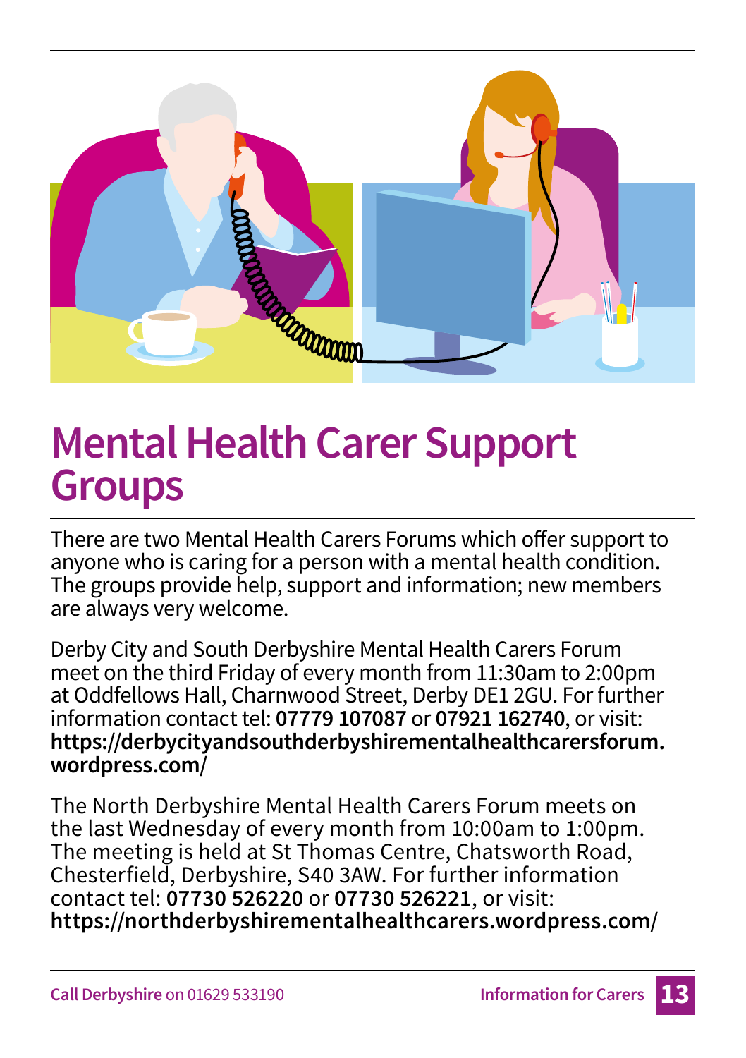# Mental Health Carer Support Groups

There are two Mental Health Carers Forums which offer support to anyone who is caring for a person with a mental health condition. The groups provide help, support and information; new members are always very welcome.

Derby City and South Derbyshire Mental Health Carers Forum meet on the third Friday of every month from 11:30am to 2:00pm at Oddfellows Hall, Charnwood Street, Derby DE1 2GU. For further information contact tel: **07779 107087** or **07921 162740**, or visit: **https://derbycityandsouthderbyshirementalhealthcarersforum.wordpress.com/**

The North Derbyshire Mental Health Carers Forum meets on the last Wednesday of every month from 10:00am to 1:00pm. The meeting is held at St Thomas Centre, Chatsworth Road, Chesterfield, Derbyshire, S40 3AW. For further information contact tel: **07730 526220** or **07730 526221**, or visit: **https://northderbyshirementalhealthcarers.wordpress.com/**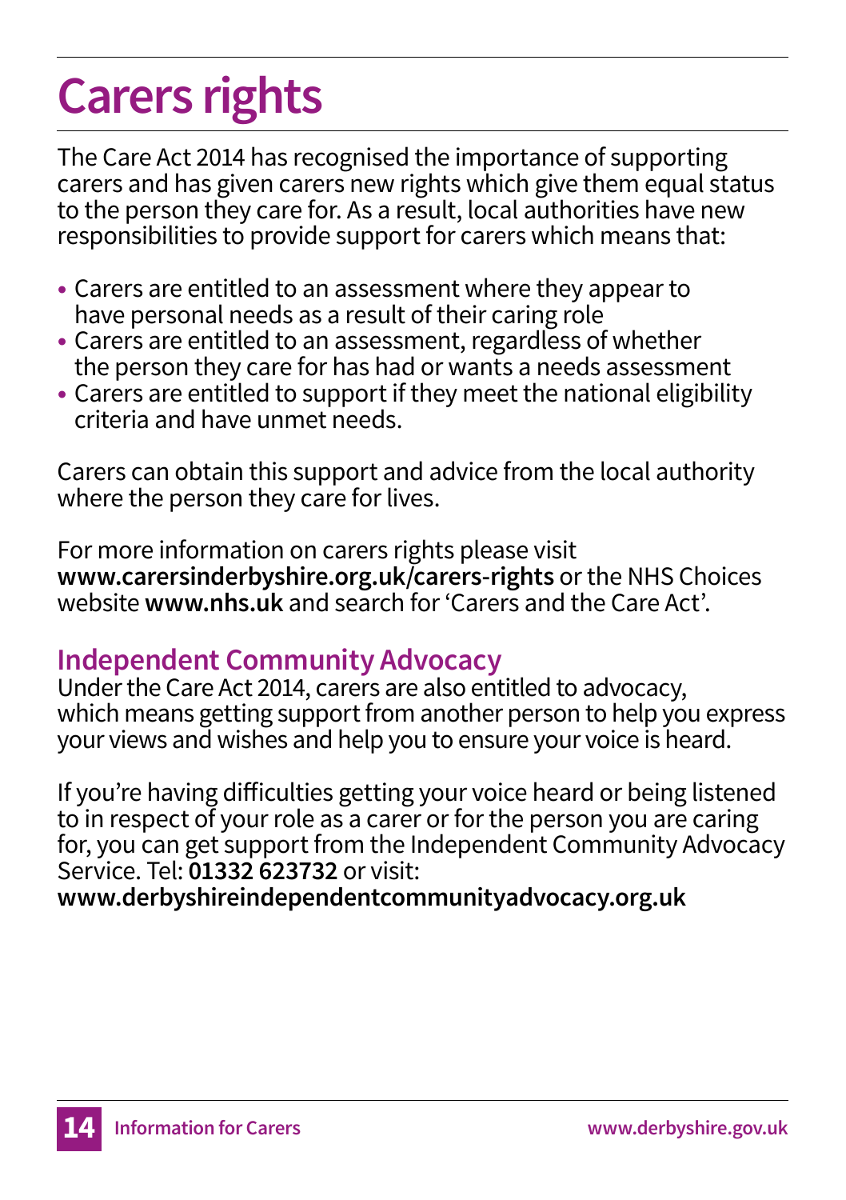# Carers rights

The Care Act 2014 has recognised the importance of supporting carers and has given carers new rights which give them equal status to the person they care for. As a result, local authorities have new responsibilities to provide support for carers which means that:

- Carers are entitled to an assessment where they appear to have personal needs as a result of their caring role
- Carers are entitled to an assessment, regardless of whether the person they care for has had or wants a needs assessment
- Carers are entitled to support if they meet the national eligibility criteria and have unmet needs.

Carers can obtain this support and advice from the local authority where the person they care for lives.

For more information on carers rights please visit **www.carersinderbyshire.org.uk/carers-rights** or the NHS Choices website **www.nhs.uk** and search for 'Carers and the Care Act'.

## Independent Community Advocacy

Under the Care Act 2014, carers are also entitled to advocacy, which means getting support from another person to help you express your views and wishes and help you to ensure your voice is heard.

If you're having difficulties getting your voice heard or being listened to in respect of your role as a carer or for the person you are caring for, you can get support from the Independent Community Advocacy Service. Tel: **01332 623732** or visit:
**www.derbyshireindependentcommunityadvocacy.org.uk**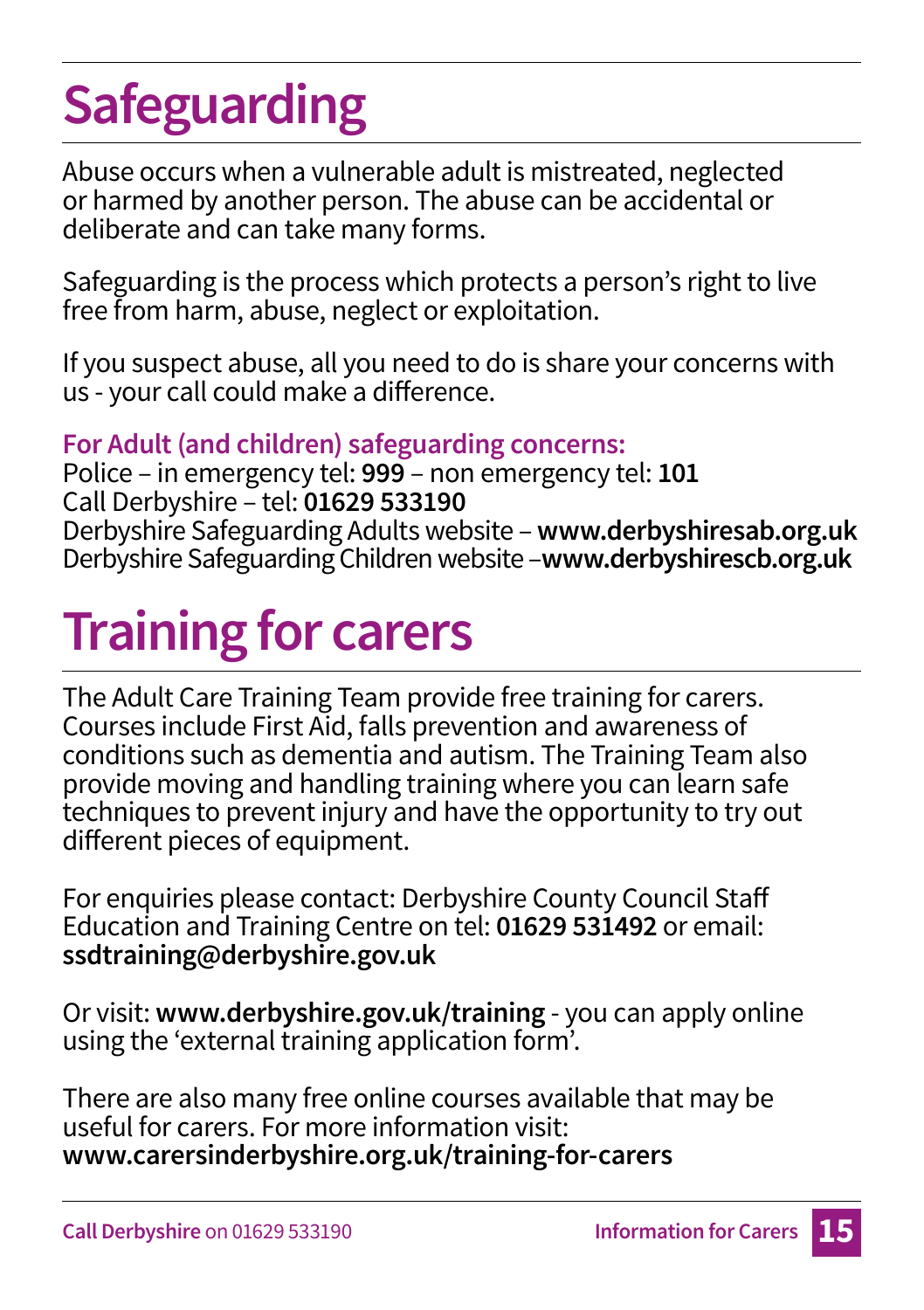# Safeguarding

Abuse occurs when a vulnerable adult is mistreated, neglected or harmed by another person. The abuse can be accidental or deliberate and can take many forms.

Safeguarding is the process which protects a person's right to live free from harm, abuse, neglect or exploitation.

If you suspect abuse, all you need to do is share your concerns with us - your call could make a difference.

**For Adult (and children) safeguarding concerns:**
Police – in emergency tel: **999** – non emergency tel: **101**
Call Derbyshire – tel: **01629 533190**
Derbyshire Safeguarding Adults website – **www.derbyshiresab.org.uk**
Derbyshire Safeguarding Children website –**www.derbyshirescb.org.uk**

# Training for carers

The Adult Care Training Team provide free training for carers. Courses include First Aid, falls prevention and awareness of conditions such as dementia and autism. The Training Team also provide moving and handling training where you can learn safe techniques to prevent injury and have the opportunity to try out different pieces of equipment.

For enquiries please contact: Derbyshire County Council Staff Education and Training Centre on tel: **01629 531492** or email: **ssdtraining@derbyshire.gov.uk**

Or visit: **www.derbyshire.gov.uk/training** - you can apply online using the 'external training application form'.

There are also many free online courses available that may be useful for carers. For more information visit: **www.carersinderbyshire.org.uk/training-for-carers**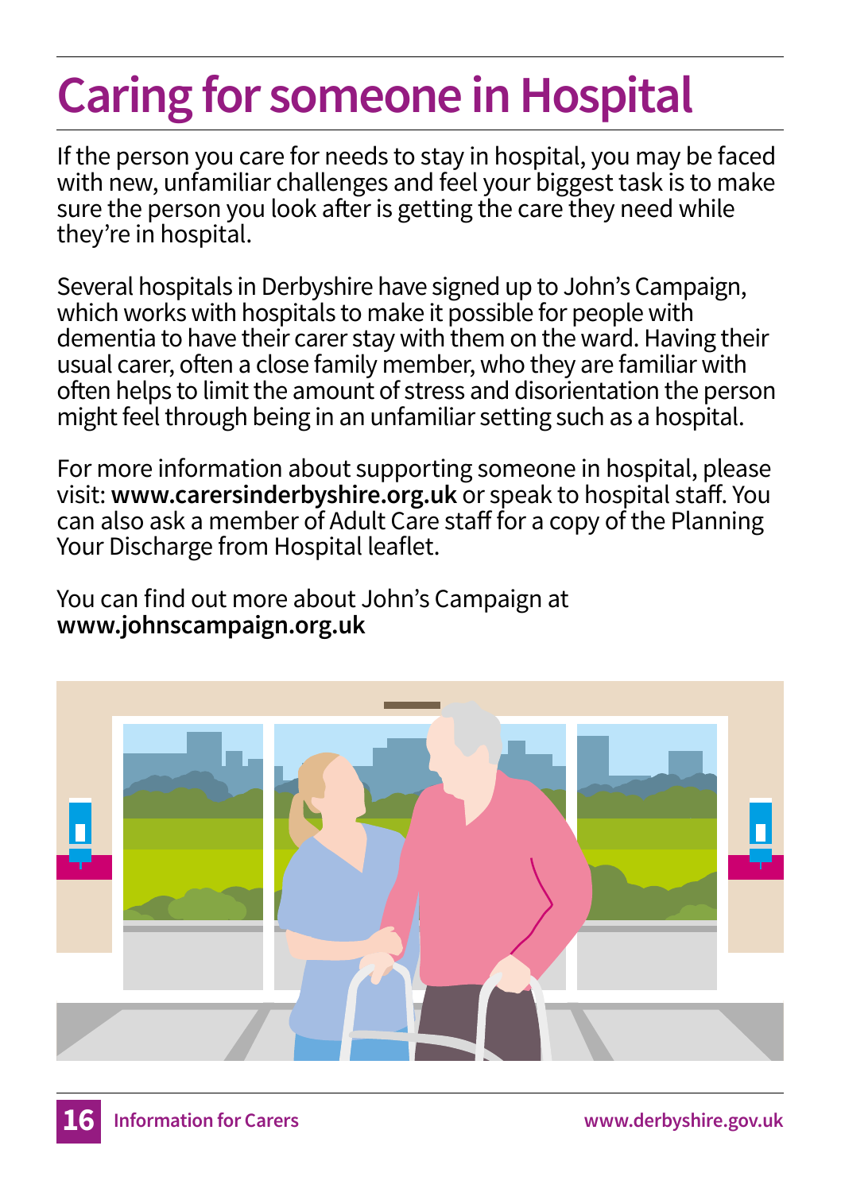# Caring for someone in Hospital

If the person you care for needs to stay in hospital, you may be faced with new, unfamiliar challenges and feel your biggest task is to make sure the person you look after is getting the care they need while they're in hospital.

Several hospitals in Derbyshire have signed up to John's Campaign, which works with hospitals to make it possible for people with dementia to have their carer stay with them on the ward. Having their usual carer, often a close family member, who they are familiar with often helps to limit the amount of stress and disorientation the person might feel through being in an unfamiliar setting such as a hospital.

For more information about supporting someone in hospital, please visit: **www.carersinderbyshire.org.uk** or speak to hospital staff. You can also ask a member of Adult Care staff for a copy of the Planning Your Discharge from Hospital leaflet.

You can find out more about John's Campaign at **www.johnscampaign.org.uk**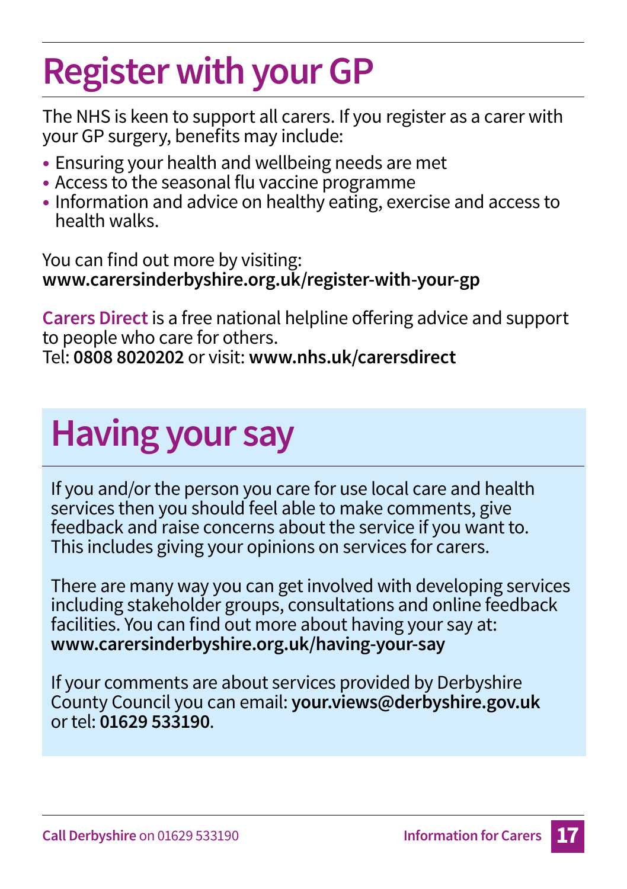# Register with your GP

The NHS is keen to support all carers. If you register as a carer with your GP surgery, benefits may include:

- Ensuring your health and wellbeing needs are met
- Access to the seasonal flu vaccine programme
- Information and advice on healthy eating, exercise and access to health walks.

You can find out more by visiting:
**www.carersinderbyshire.org.uk/register-with-your-gp**

Carers Direct is a free national helpline offering advice and support to people who care for others.
Tel: **0808 8020202** or visit: **www.nhs.uk/carersdirect**

# Having your say

If you and/or the person you care for use local care and health services then you should feel able to make comments, give feedback and raise concerns about the service if you want to. This includes giving your opinions on services for carers.

There are many way you can get involved with developing services including stakeholder groups, consultations and online feedback facilities. You can find out more about having your say at:
**www.carersinderbyshire.org.uk/having-your-say**

If your comments are about services provided by Derbyshire County Council you can email: **your.views@derbyshire.gov.uk** or tel: **01629 533190**.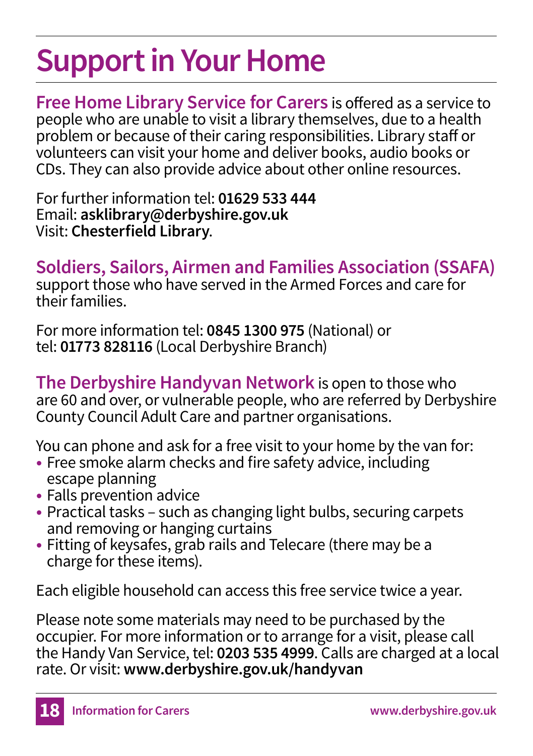# Support in Your Home

**Free Home Library Service for Carers** is offered as a service to people who are unable to visit a library themselves, due to a health problem or because of their caring responsibilities. Library staff or volunteers can visit your home and deliver books, audio books or CDs. They can also provide advice about other online resources.

For further information tel: **01629 533 444**
Email: **asklibrary@derbyshire.gov.uk**
Visit: **Chesterfield Library**.

**Soldiers, Sailors, Airmen and Families Association (SSAFA)** support those who have served in the Armed Forces and care for their families.

For more information tel: **0845 1300 975** (National) or
tel: **01773 828116** (Local Derbyshire Branch)

**The Derbyshire Handyvan Network** is open to those who are 60 and over, or vulnerable people, who are referred by Derbyshire County Council Adult Care and partner organisations.

You can phone and ask for a free visit to your home by the van for:

- Free smoke alarm checks and fire safety advice, including escape planning
- Falls prevention advice
- Practical tasks – such as changing light bulbs, securing carpets and removing or hanging curtains
- Fitting of keysafes, grab rails and Telecare (there may be a charge for these items).

Each eligible household can access this free service twice a year.

Please note some materials may need to be purchased by the occupier. For more information or to arrange for a visit, please call the Handy Van Service, tel: **0203 535 4999**. Calls are charged at a local rate. Or visit: **www.derbyshire.gov.uk/handyvan**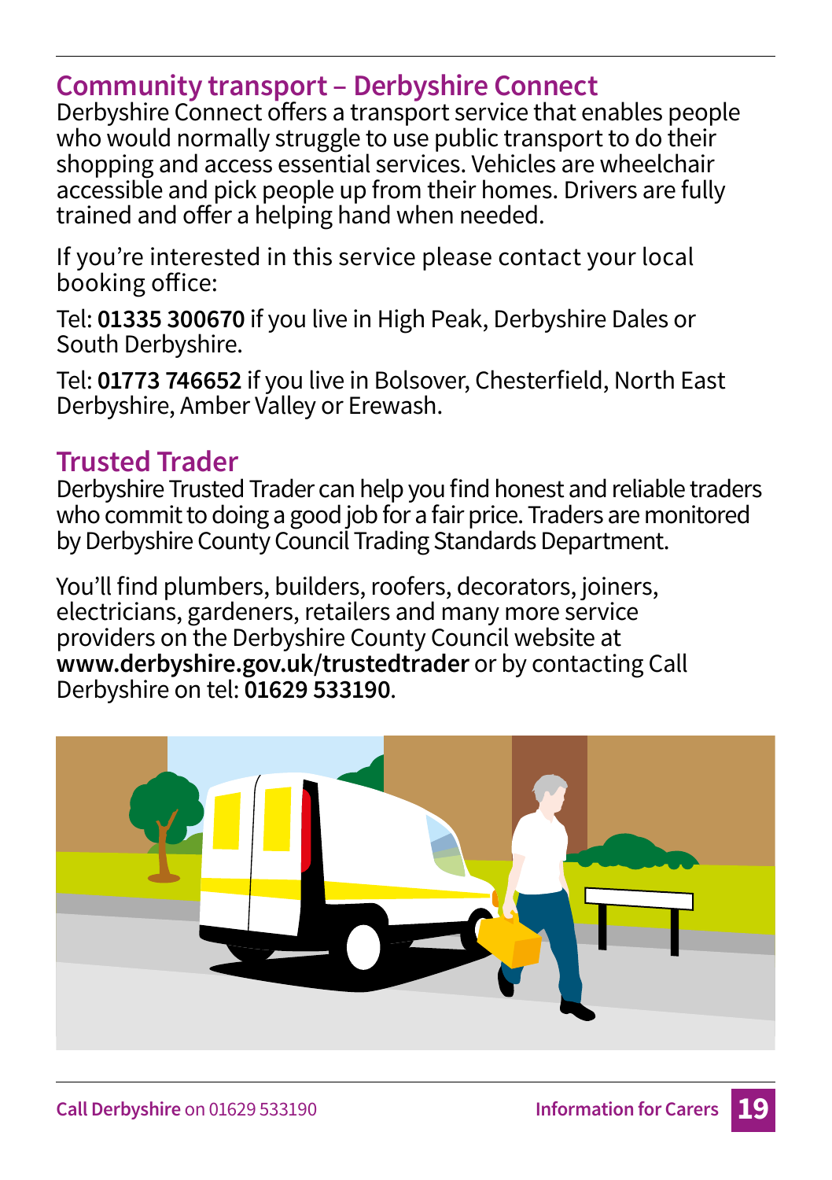## Community transport – Derbyshire Connect

Derbyshire Connect offers a transport service that enables people who would normally struggle to use public transport to do their shopping and access essential services. Vehicles are wheelchair accessible and pick people up from their homes. Drivers are fully trained and offer a helping hand when needed.

If you're interested in this service please contact your local booking office:

Tel: **01335 300670** if you live in High Peak, Derbyshire Dales or South Derbyshire.

Tel: **01773 746652** if you live in Bolsover, Chesterfield, North East Derbyshire, Amber Valley or Erewash.

## Trusted Trader

Derbyshire Trusted Trader can help you find honest and reliable traders who commit to doing a good job for a fair price. Traders are monitored by Derbyshire County Council Trading Standards Department.

You'll find plumbers, builders, roofers, decorators, joiners, electricians, gardeners, retailers and many more service providers on the Derbyshire County Council website at **www.derbyshire.gov.uk/trustedtrader** or by contacting Call Derbyshire on tel: **01629 533190**.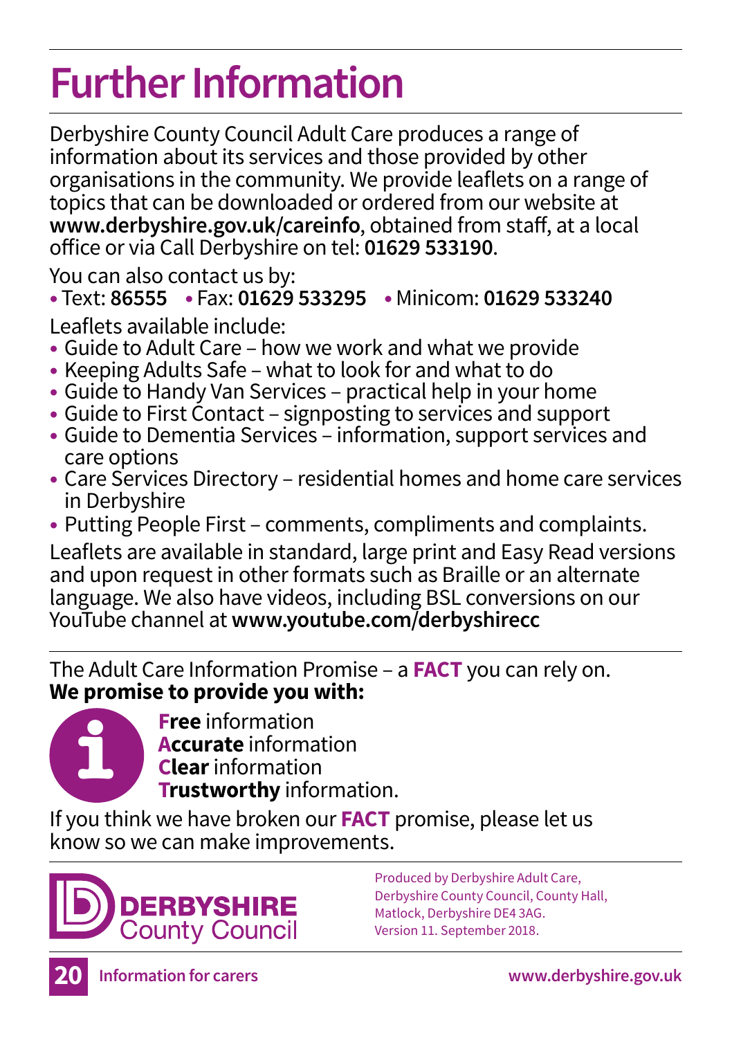# Further Information

Derbyshire County Council Adult Care produces a range of information about its services and those provided by other organisations in the community. We provide leaflets on a range of topics that can be downloaded or ordered from our website at **www.derbyshire.gov.uk/careinfo**, obtained from staff, at a local office or via Call Derbyshire on tel: **01629 533190**.

You can also contact us by:

- Text: **86555**
- Fax: **01629 533295**
- Minicom: **01629 533240**

Leaflets available include:

- Guide to Adult Care – how we work and what we provide
- Keeping Adults Safe – what to look for and what to do
- Guide to Handy Van Services – practical help in your home
- Guide to First Contact – signposting to services and support
- Guide to Dementia Services – information, support services and care options
- Care Services Directory – residential homes and home care services in Derbyshire
- Putting People First – comments, compliments and complaints.

Leaflets are available in standard, large print and Easy Read versions and upon request in other formats such as Braille or an alternate language. We also have videos, including BSL conversions on our YouTube channel at **www.youtube.com/derbyshirecc**

The Adult Care Information Promise – a **FACT** you can rely on.
**We promise to provide you with:**

**Free** information
**Accurate** information
**Clear** information
**Trustworthy** information.

If you think we have broken our **FACT** promise, please let us know so we can make improvements.

DERBYSHIRE County Council

Produced by Derbyshire Adult Care, Derbyshire County Council, County Hall, Matlock, Derbyshire DE4 3AG. Version 11. September 2018.